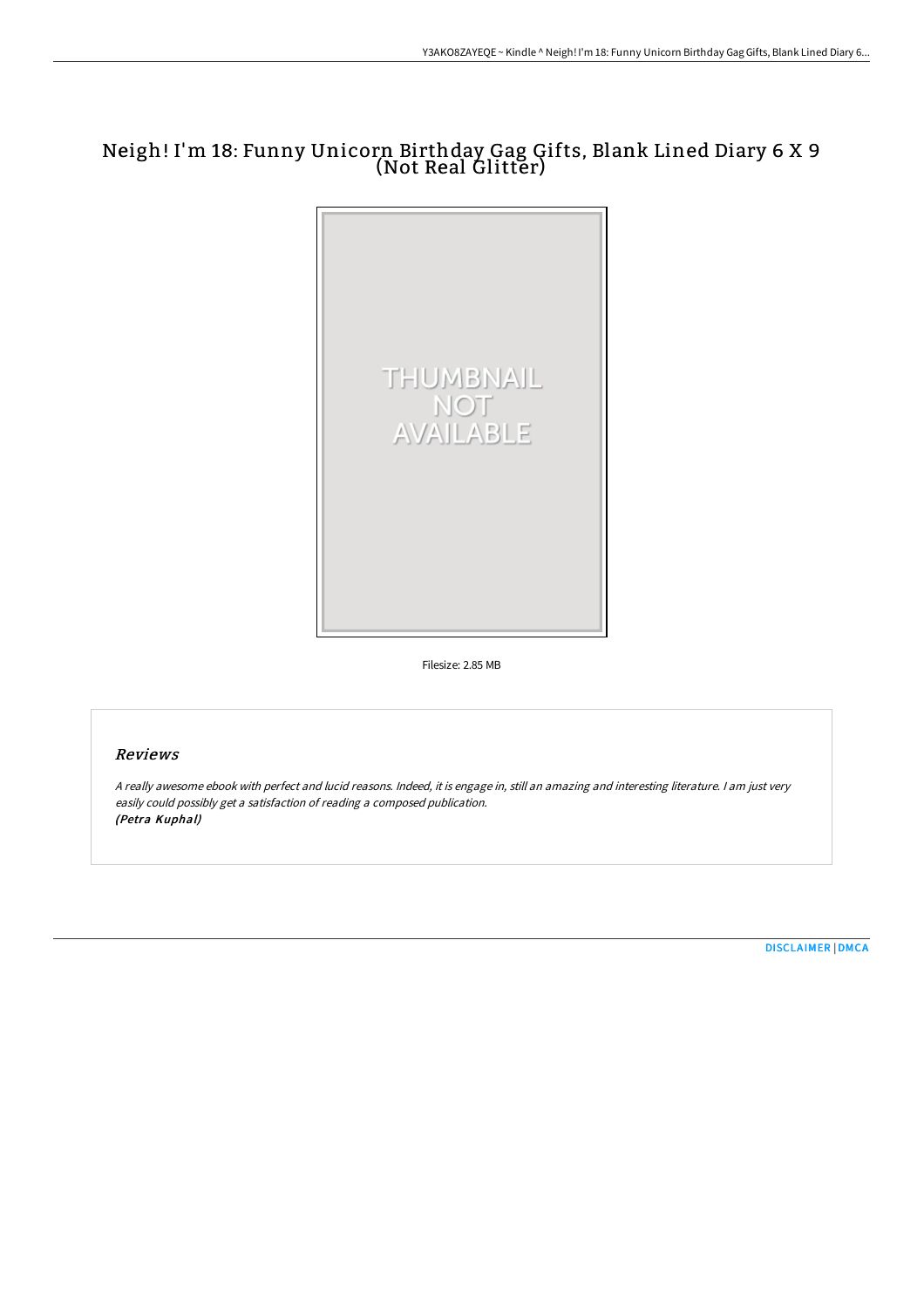# Neigh! I'm 18: Funny Unicorn Birthday Gag Gifts, Blank Lined Diary 6 X 9 (Not Real Glitter)

THUMBNAIL NOT AVAILABLE

Filesize: 2.85 MB

## Reviews

*A really awesome ebook with perfect and lucid reasons. Indeed, it is engage in, still an amazing and interesting literature. I am just very easily could possibly get a satisfaction of reading a composed publication.*
***(Petra Kuphal)***

DISCLAIMER | DMCA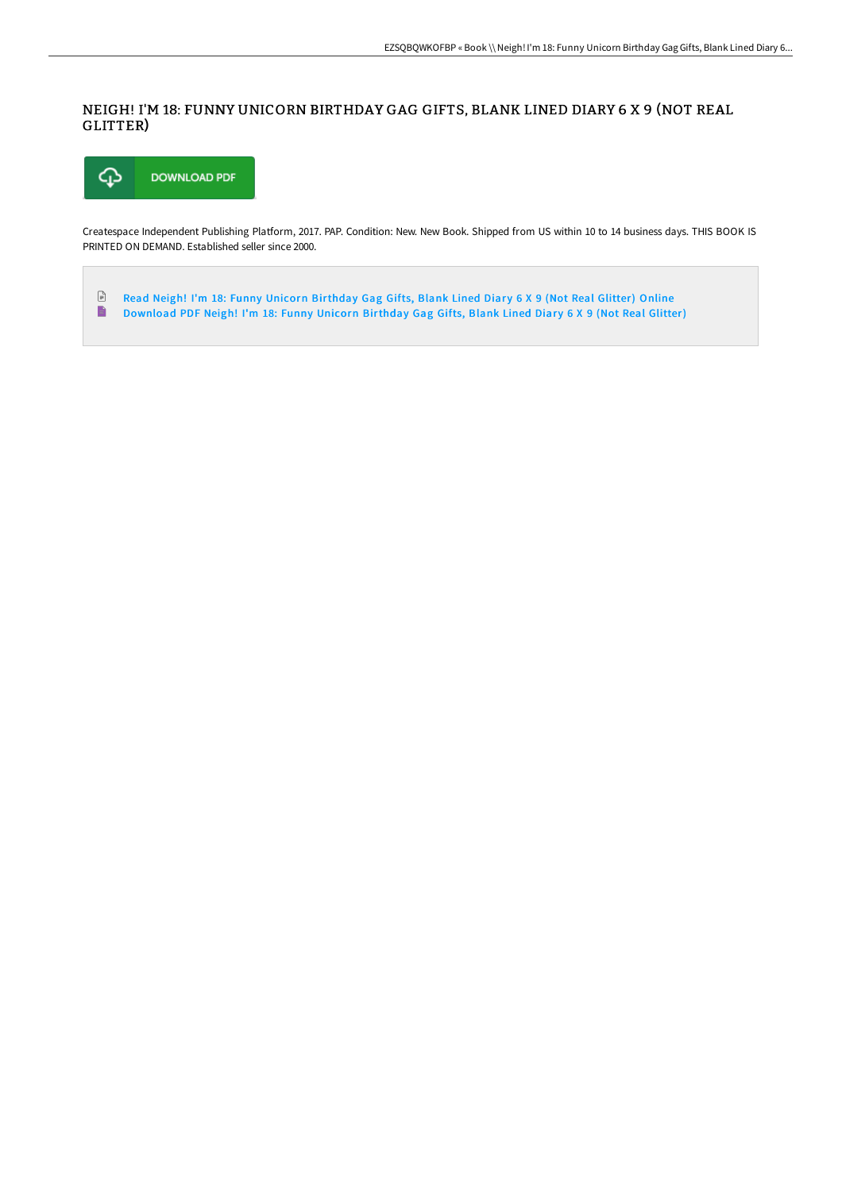# NEIGH! I'M 18: FUNNY UNICORN BIRTHDAY GAG GIFTS, BLANK LINED DIARY 6 X 9 (NOT REAL GLITTER)

DOWNLOAD PDF

Createspace Independent Publishing Platform, 2017. PAP. Condition: New. New Book. Shipped from US within 10 to 14 business days. THIS BOOK IS PRINTED ON DEMAND. Established seller since 2000.

- Read Neigh! I'm 18: Funny Unicorn Birthday Gag Gifts, Blank Lined Diary 6 X 9 (Not Real Glitter) Online
- Download PDF Neigh! I'm 18: Funny Unicorn Birthday Gag Gifts, Blank Lined Diary 6 X 9 (Not Real Glitter)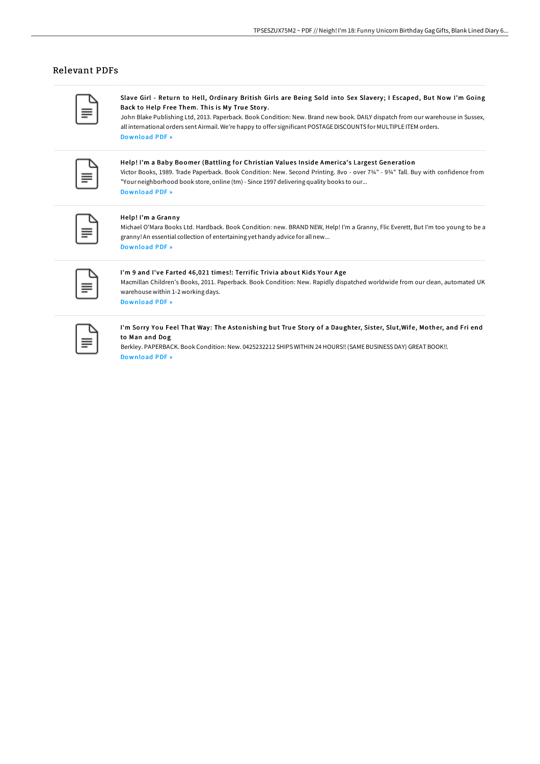## Relevant PDFs

**Slave Girl - Return to Hell, Ordinary British Girls are Being Sold into Sex Slavery; I Escaped, But Now I'm Going Back to Help Free Them. This is My True Story.**

John Blake Publishing Ltd, 2013. Paperback. Book Condition: New. Brand new book. DAILY dispatch from our warehouse in Sussex, all international orders sent Airmail. We're happy to offer significant POSTAGE DISCOUNTS for MULTIPLE ITEM orders.

Download PDF »

**Help! I'm a Baby Boomer (Battling for Christian Values Inside America's Largest Generation**

Victor Books, 1989. Trade Paperback. Book Condition: New. Second Printing. 8vo - over 7¾" - 9¾" Tall. Buy with confidence from "Your neighborhood book store, online (tm) - Since 1997 delivering quality books to our...

Download PDF »

**Help! I'm a Granny**

Michael O'Mara Books Ltd. Hardback. Book Condition: new. BRAND NEW, Help! I'm a Granny, Flic Everett, But I'm too young to be a granny! An essential collection of entertaining yet handy advice for all new...

Download PDF »

**I'm 9 and I've Farted 46,021 times!: Terrific Trivia about Kids Your Age**

Macmillan Children's Books, 2011. Paperback. Book Condition: New. Rapidly dispatched worldwide from our clean, automated UK warehouse within 1-2 working days.

Download PDF »

**I'm Sorry You Feel That Way: The Astonishing but True Story of a Daughter, Sister, Slut,Wife, Mother, and Fri end to Man and Dog**

Berkley. PAPERBACK. Book Condition: New. 0425232212 SHIPS WITHIN 24 HOURS!! (SAME BUSINESS DAY) GREAT BOOK!!.

Download PDF »